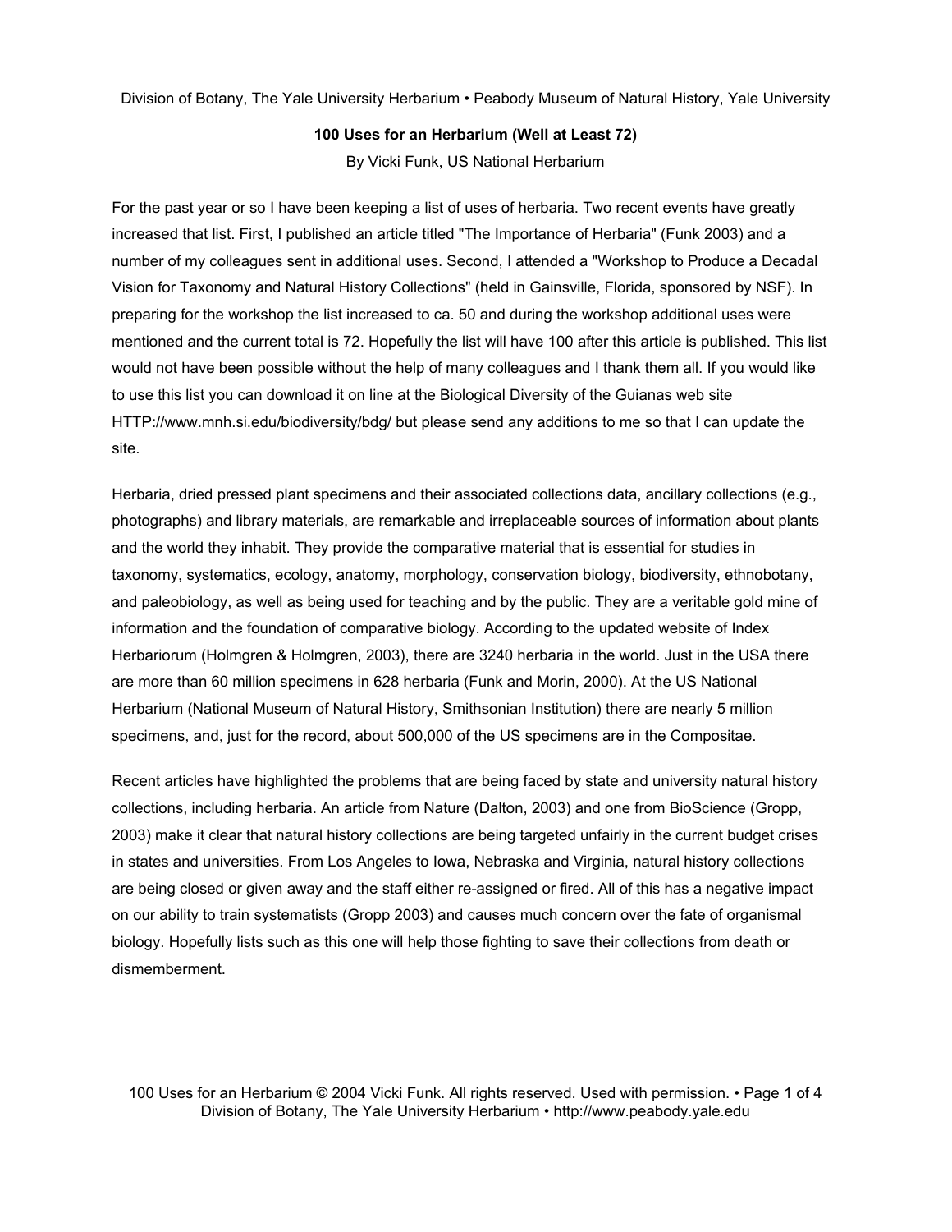# 100 Uses for an Herbarium (Well at Least 72)

By Vicki Funk, US National Herbarium

For the past year or so I have been keeping a list of uses of herbaria. Two recent events have greatly increased that list. First, I published an article titled "The Importance of Herbaria" (Funk 2003) and a number of my colleagues sent in additional uses. Second, I attended a "Workshop to Produce a Decadal Vision for Taxonomy and Natural History Collections" (held in Gainsville, Florida, sponsored by NSF). In preparing for the workshop the list increased to ca. 50 and during the workshop additional uses were mentioned and the current total is 72. Hopefully the list will have 100 after this article is published. This list would not have been possible without the help of many colleagues and I thank them all. If you would like to use this list you can download it on line at the Biological Diversity of the Guianas web site HTTP://www.mnh.si.edu/biodiversity/bdg/ but please send any additions to me so that I can update the site.

Herbaria, dried pressed plant specimens and their associated collections data, ancillary collections (e.g., photographs) and library materials, are remarkable and irreplaceable sources of information about plants and the world they inhabit. They provide the comparative material that is essential for studies in taxonomy, systematics, ecology, anatomy, morphology, conservation biology, biodiversity, ethnobotany, and paleobiology, as well as being used for teaching and by the public. They are a veritable gold mine of information and the foundation of comparative biology. According to the updated website of Index Herbariorum (Holmgren & Holmgren, 2003), there are 3240 herbaria in the world. Just in the USA there are more than 60 million specimens in 628 herbaria (Funk and Morin, 2000). At the US National Herbarium (National Museum of Natural History, Smithsonian Institution) there are nearly 5 million specimens, and, just for the record, about 500,000 of the US specimens are in the Compositae.

Recent articles have highlighted the problems that are being faced by state and university natural history collections, including herbaria. An article from Nature (Dalton, 2003) and one from BioScience (Gropp, 2003) make it clear that natural history collections are being targeted unfairly in the current budget crises in states and universities. From Los Angeles to Iowa, Nebraska and Virginia, natural history collections are being closed or given away and the staff either re-assigned or fired. All of this has a negative impact on our ability to train systematists (Gropp 2003) and causes much concern over the fate of organismal biology. Hopefully lists such as this one will help those fighting to save their collections from death or dismemberment.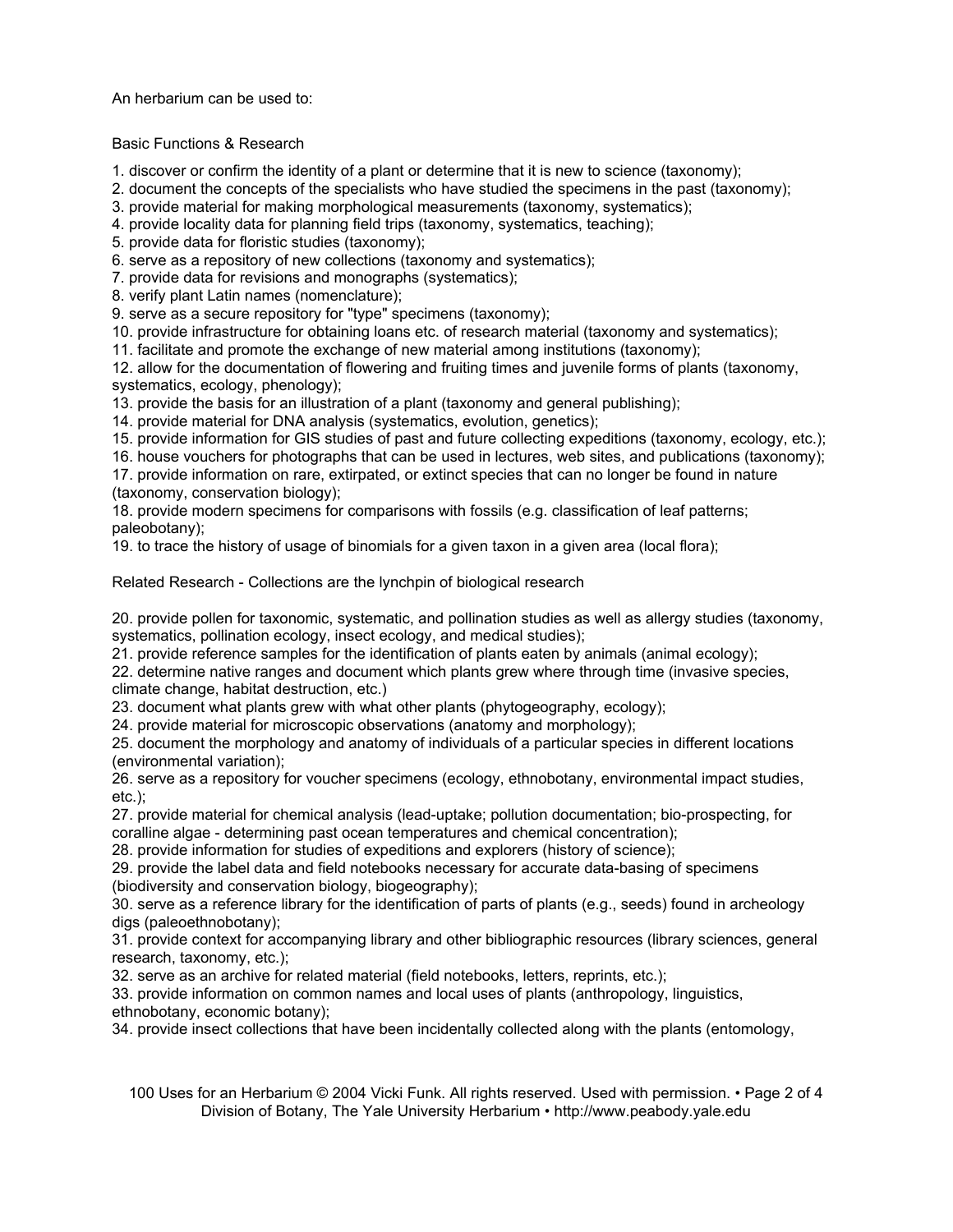An herbarium can be used to:

Basic Functions & Research

1. discover or confirm the identity of a plant or determine that it is new to science (taxonomy);
2. document the concepts of the specialists who have studied the specimens in the past (taxonomy);
3. provide material for making morphological measurements (taxonomy, systematics);
4. provide locality data for planning field trips (taxonomy, systematics, teaching);
5. provide data for floristic studies (taxonomy);
6. serve as a repository of new collections (taxonomy and systematics);
7. provide data for revisions and monographs (systematics);
8. verify plant Latin names (nomenclature);
9. serve as a secure repository for "type" specimens (taxonomy);
10. provide infrastructure for obtaining loans etc. of research material (taxonomy and systematics);
11. facilitate and promote the exchange of new material among institutions (taxonomy);
12. allow for the documentation of flowering and fruiting times and juvenile forms of plants (taxonomy, systematics, ecology, phenology);
13. provide the basis for an illustration of a plant (taxonomy and general publishing);
14. provide material for DNA analysis (systematics, evolution, genetics);
15. provide information for GIS studies of past and future collecting expeditions (taxonomy, ecology, etc.);
16. house vouchers for photographs that can be used in lectures, web sites, and publications (taxonomy);
17. provide information on rare, extirpated, or extinct species that can no longer be found in nature (taxonomy, conservation biology);
18. provide modern specimens for comparisons with fossils (e.g. classification of leaf patterns; paleobotany);
19. to trace the history of usage of binomials for a given taxon in a given area (local flora);

Related Research - Collections are the lynchpin of biological research

20. provide pollen for taxonomic, systematic, and pollination studies as well as allergy studies (taxonomy, systematics, pollination ecology, insect ecology, and medical studies);
21. provide reference samples for the identification of plants eaten by animals (animal ecology);
22. determine native ranges and document which plants grew where through time (invasive species, climate change, habitat destruction, etc.)
23. document what plants grew with what other plants (phytogeography, ecology);
24. provide material for microscopic observations (anatomy and morphology);
25. document the morphology and anatomy of individuals of a particular species in different locations (environmental variation);
26. serve as a repository for voucher specimens (ecology, ethnobotany, environmental impact studies, etc.);
27. provide material for chemical analysis (lead-uptake; pollution documentation; bio-prospecting, for coralline algae - determining past ocean temperatures and chemical concentration);
28. provide information for studies of expeditions and explorers (history of science);
29. provide the label data and field notebooks necessary for accurate data-basing of specimens (biodiversity and conservation biology, biogeography);
30. serve as a reference library for the identification of parts of plants (e.g., seeds) found in archeology digs (paleoethnobotany);
31. provide context for accompanying library and other bibliographic resources (library sciences, general research, taxonomy, etc.);
32. serve as an archive for related material (field notebooks, letters, reprints, etc.);
33. provide information on common names and local uses of plants (anthropology, linguistics, ethnobotany, economic botany);
34. provide insect collections that have been incidentally collected along with the plants (entomology,

100 Uses for an Herbarium © 2004 Vicki Funk. All rights reserved. Used with permission. Division of Botany, The Yale University Herbarium • http://www.peabody.yale.edu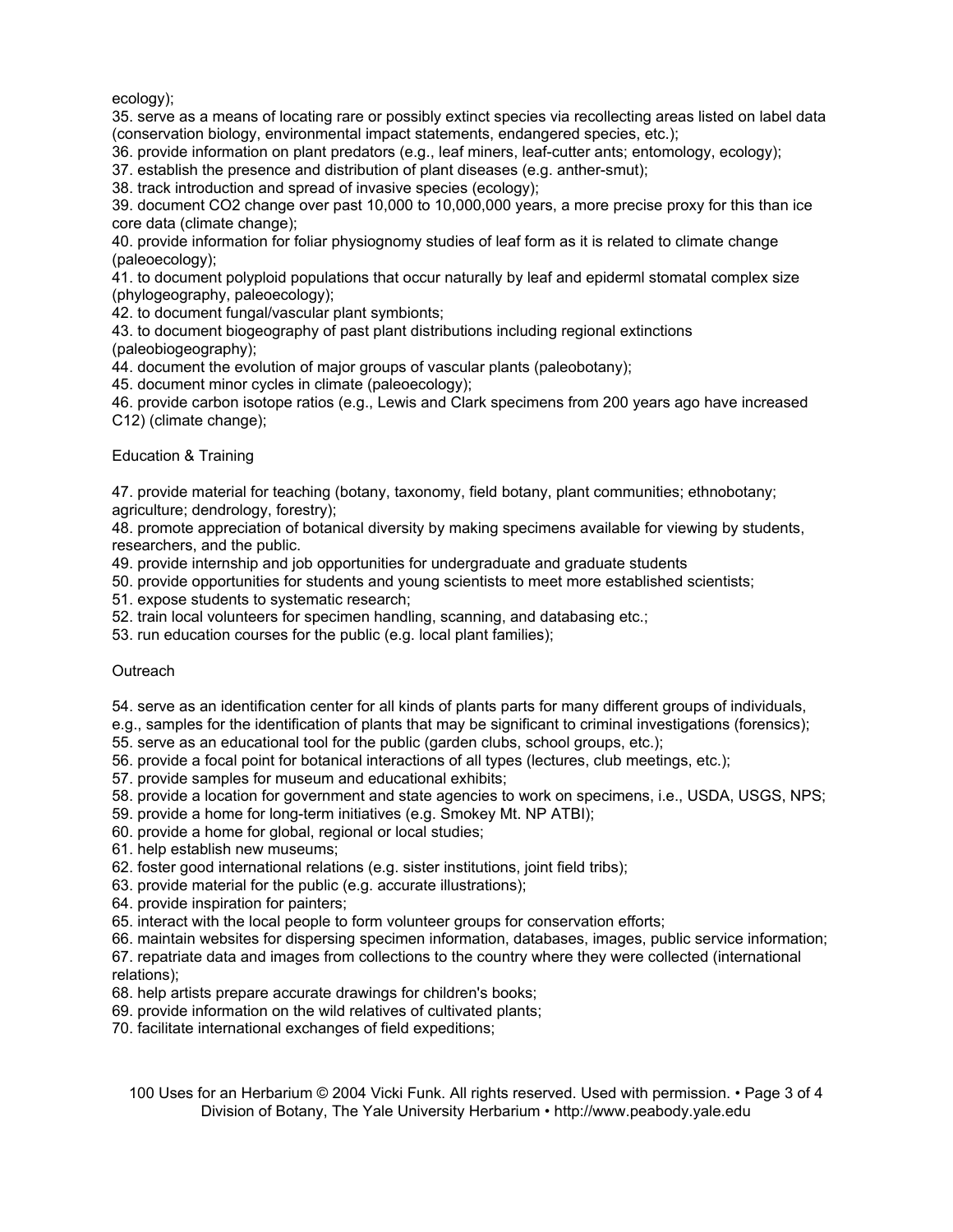ecology);

35. serve as a means of locating rare or possibly extinct species via recollecting areas listed on label data (conservation biology, environmental impact statements, endangered species, etc.);
36. provide information on plant predators (e.g., leaf miners, leaf-cutter ants; entomology, ecology);
37. establish the presence and distribution of plant diseases (e.g. anther-smut);
38. track introduction and spread of invasive species (ecology);
39. document $CO_2$ change over past 10,000 to 10,000,000 years, a more precise proxy for this than ice core data (climate change);
40. provide information for foliar physiognomy studies of leaf form as it is related to climate change (paleoecology);
41. to document polyploid populations that occur naturally by leaf and epiderml stomatal complex size (phylogeography, paleoecology);
42. to document fungal/vascular plant symbionts;
43. to document biogeography of past plant distributions including regional extinctions (paleobiogeography);
44. document the evolution of major groups of vascular plants (paleobotany);
45. document minor cycles in climate (paleoecology);
46. provide carbon isotope ratios (e.g., Lewis and Clark specimens from 200 years ago have increased C12) (climate change);

## Education & Training

47. provide material for teaching (botany, taxonomy, field botany, plant communities; ethnobotany; agriculture; dendrology, forestry);
48. promote appreciation of botanical diversity by making specimens available for viewing by students, researchers, and the public.
49. provide internship and job opportunities for undergraduate and graduate students
50. provide opportunities for students and young scientists to meet more established scientists;
51. expose students to systematic research;
52. train local volunteers for specimen handling, scanning, and databasing etc.;
53. run education courses for the public (e.g. local plant families);

## Outreach

54. serve as an identification center for all kinds of plants parts for many different groups of individuals, e.g., samples for the identification of plants that may be significant to criminal investigations (forensics);
55. serve as an educational tool for the public (garden clubs, school groups, etc.);
56. provide a focal point for botanical interactions of all types (lectures, club meetings, etc.);
57. provide samples for museum and educational exhibits;
58. provide a location for government and state agencies to work on specimens, i.e., USDA, USGS, NPS;
59. provide a home for long-term initiatives (e.g. Smokey Mt. NP ATBI);
60. provide a home for global, regional or local studies;
61. help establish new museums;
62. foster good international relations (e.g. sister institutions, joint field tribs);
63. provide material for the public (e.g. accurate illustrations);
64. provide inspiration for painters;
65. interact with the local people to form volunteer groups for conservation efforts;
66. maintain websites for dispersing specimen information, databases, images, public service information;
67. repatriate data and images from collections to the country where they were collected (international relations);
68. help artists prepare accurate drawings for children's books;
69. provide information on the wild relatives of cultivated plants;
70. facilitate international exchanges of field expeditions;

100 Uses for an Herbarium © 2004 Vicki Funk. All rights reserved. Used with permission.
Division of Botany, The Yale University Herbarium • http://www.peabody.yale.edu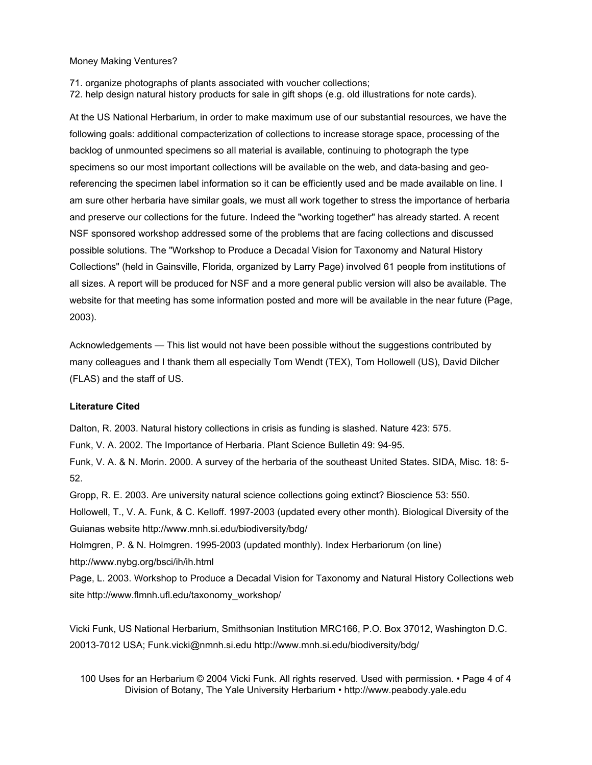Money Making Ventures?

71. organize photographs of plants associated with voucher collections;
72. help design natural history products for sale in gift shops (e.g. old illustrations for note cards).

At the US National Herbarium, in order to make maximum use of our substantial resources, we have the following goals: additional compacterization of collections to increase storage space, processing of the backlog of unmounted specimens so all material is available, continuing to photograph the type specimens so our most important collections will be available on the web, and data-basing and geo-referencing the specimen label information so it can be efficiently used and be made available on line. I am sure other herbaria have similar goals, we must all work together to stress the importance of herbaria and preserve our collections for the future. Indeed the "working together" has already started. A recent NSF sponsored workshop addressed some of the problems that are facing collections and discussed possible solutions. The "Workshop to Produce a Decadal Vision for Taxonomy and Natural History Collections" (held in Gainsville, Florida, organized by Larry Page) involved 61 people from institutions of all sizes. A report will be produced for NSF and a more general public version will also be available. The website for that meeting has some information posted and more will be available in the near future (Page, 2003).

Acknowledgements — This list would not have been possible without the suggestions contributed by many colleagues and I thank them all especially Tom Wendt (TEX), Tom Hollowell (US), David Dilcher (FLAS) and the staff of US.

**Literature Cited**

Dalton, R. 2003. Natural history collections in crisis as funding is slashed. Nature 423: 575.

Funk, V. A. 2002. The Importance of Herbaria. Plant Science Bulletin 49: 94-95.

Funk, V. A. & N. Morin. 2000. A survey of the herbaria of the southeast United States. SIDA, Misc. 18: 5-52.

Gropp, R. E. 2003. Are university natural science collections going extinct? Bioscience 53: 550.

Hollowell, T., V. A. Funk, & C. Kelloff. 1997-2003 (updated every other month). Biological Diversity of the Guianas website http://www.mnh.si.edu/biodiversity/bdg/

Holmgren, P. & N. Holmgren. 1995-2003 (updated monthly). Index Herbariorum (on line) http://www.nybg.org/bsci/ih/ih.html

Page, L. 2003. Workshop to Produce a Decadal Vision for Taxonomy and Natural History Collections web site http://www.flmnh.ufl.edu/taxonomy_workshop/

Vicki Funk, US National Herbarium, Smithsonian Institution MRC166, P.O. Box 37012, Washington D.C. 20013-7012 USA; Funk.vicki@nmnh.si.edu http://www.mnh.si.edu/biodiversity/bdg/